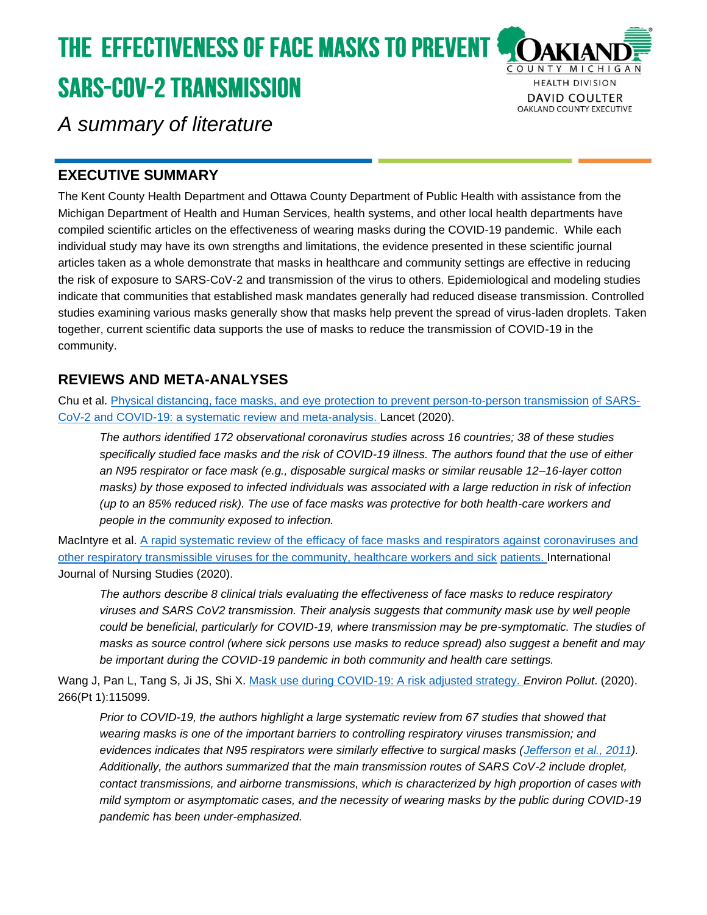# THE EFFECTIVENESS OF FACE MASKS TO PREVENT SARS-COV-2 TRANSMISSION

*A summary of literature*

OAKLAND COUNTY MICHIGAN
HEALTH DIVISION
DAVID COULTER
OAKLAND COUNTY EXECUTIVE

## EXECUTIVE SUMMARY

The Kent County Health Department and Ottawa County Department of Public Health with assistance from the Michigan Department of Health and Human Services, health systems, and other local health departments have compiled scientific articles on the effectiveness of wearing masks during the COVID-19 pandemic. While each individual study may have its own strengths and limitations, the evidence presented in these scientific journal articles taken as a whole demonstrate that masks in healthcare and community settings are effective in reducing the risk of exposure to SARS-CoV-2 and transmission of the virus to others. Epidemiological and modeling studies indicate that communities that established mask mandates generally had reduced disease transmission. Controlled studies examining various masks generally show that masks help prevent the spread of virus-laden droplets. Taken together, current scientific data supports the use of masks to reduce the transmission of COVID-19 in the community.

## REVIEWS AND META-ANALYSES

Chu et al. Physical distancing, face masks, and eye protection to prevent person-to-person transmission of SARS-CoV-2 and COVID-19: a systematic review and meta-analysis. Lancet (2020).

> *The authors identified 172 observational coronavirus studies across 16 countries; 38 of these studies specifically studied face masks and the risk of COVID-19 illness. The authors found that the use of either an N95 respirator or face mask (e.g., disposable surgical masks or similar reusable 12–16-layer cotton masks) by those exposed to infected individuals was associated with a large reduction in risk of infection (up to an 85% reduced risk). The use of face masks was protective for both health-care workers and people in the community exposed to infection.*

MacIntyre et al. A rapid systematic review of the efficacy of face masks and respirators against coronaviruses and other respiratory transmissible viruses for the community, healthcare workers and sick patients. International Journal of Nursing Studies (2020).

> *The authors describe 8 clinical trials evaluating the effectiveness of face masks to reduce respiratory viruses and SARS CoV2 transmission. Their analysis suggests that community mask use by well people could be beneficial, particularly for COVID-19, where transmission may be pre-symptomatic. The studies of masks as source control (where sick persons use masks to reduce spread) also suggest a benefit and may be important during the COVID-19 pandemic in both community and health care settings.*

Wang J, Pan L, Tang S, Ji JS, Shi X. Mask use during COVID-19: A risk adjusted strategy. *Environ Pollut*. (2020). 266(Pt 1):115099.

> *Prior to COVID-19, the authors highlight a large systematic review from 67 studies that showed that wearing masks is one of the important barriers to controlling respiratory viruses transmission; and evidences indicates that N95 respirators were similarly effective to surgical masks (Jefferson et al., 2011). Additionally, the authors summarized that the main transmission routes of SARS CoV-2 include droplet, contact transmissions, and airborne transmissions, which is characterized by high proportion of cases with mild symptom or asymptomatic cases, and the necessity of wearing masks by the public during COVID-19 pandemic has been under-emphasized.*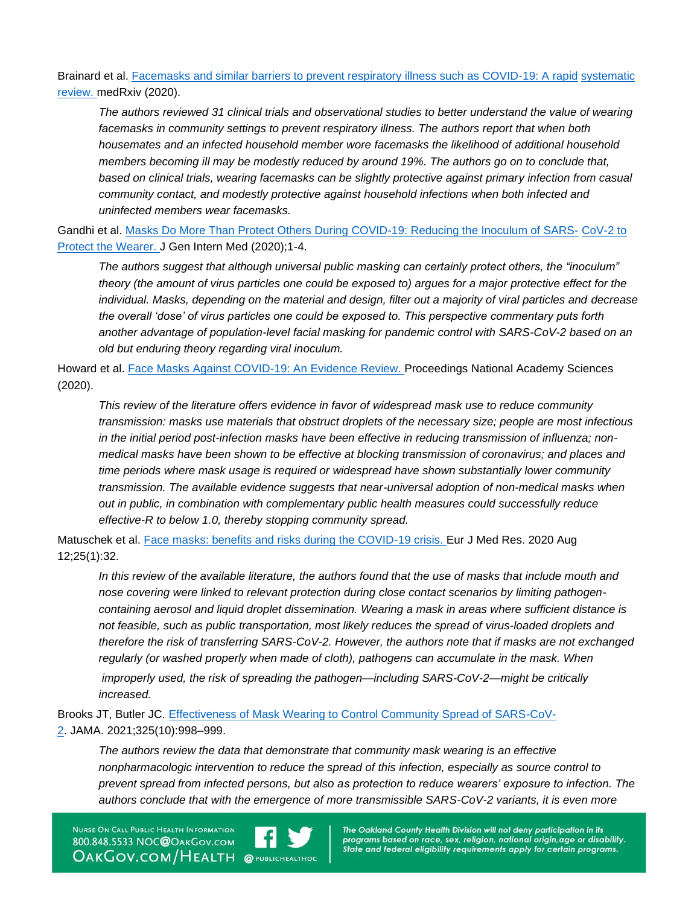Brainard et al. [Facemasks and similar barriers to prevent respiratory illness such as COVID-19: A rapid systematic review.](#) medRxiv (2020).

> *The authors reviewed 31 clinical trials and observational studies to better understand the value of wearing facemasks in community settings to prevent respiratory illness. The authors report that when both housemates and an infected household member wore facemasks the likelihood of additional household members becoming ill may be modestly reduced by around 19%. The authors go on to conclude that, based on clinical trials, wearing facemasks can be slightly protective against primary infection from casual community contact, and modestly protective against household infections when both infected and uninfected members wear facemasks.*

Gandhi et al. [Masks Do More Than Protect Others During COVID-19: Reducing the Inoculum of SARS-CoV-2 to Protect the Wearer.](#) J Gen Intern Med (2020);1-4.

> *The authors suggest that although universal public masking can certainly protect others, the "inoculum" theory (the amount of virus particles one could be exposed to) argues for a major protective effect for the individual. Masks, depending on the material and design, filter out a majority of viral particles and decrease the overall 'dose' of virus particles one could be exposed to. This perspective commentary puts forth another advantage of population-level facial masking for pandemic control with SARS-CoV-2 based on an old but enduring theory regarding viral inoculum.*

Howard et al. [Face Masks Against COVID-19: An Evidence Review.](#) Proceedings National Academy Sciences (2020).

> *This review of the literature offers evidence in favor of widespread mask use to reduce community transmission: masks use materials that obstruct droplets of the necessary size; people are most infectious in the initial period post-infection masks have been effective in reducing transmission of influenza; non-medical masks have been shown to be effective at blocking transmission of coronavirus; and places and time periods where mask usage is required or widespread have shown substantially lower community transmission. The available evidence suggests that near-universal adoption of non-medical masks when out in public, in combination with complementary public health measures could successfully reduce effective-R to below 1.0, thereby stopping community spread.*

Matuschek et al. [Face masks: benefits and risks during the COVID-19 crisis.](#) Eur J Med Res. 2020 Aug 12;25(1):32.

> *In this review of the available literature, the authors found that the use of masks that include mouth and nose covering were linked to relevant protection during close contact scenarios by limiting pathogen-containing aerosol and liquid droplet dissemination. Wearing a mask in areas where sufficient distance is not feasible, such as public transportation, most likely reduces the spread of virus-loaded droplets and therefore the risk of transferring SARS-CoV-2. However, the authors note that if masks are not exchanged regularly (or washed properly when made of cloth), pathogens can accumulate in the mask. When improperly used, the risk of spreading the pathogen—including SARS-CoV-2—might be critically increased.*

Brooks JT, Butler JC. [Effectiveness of Mask Wearing to Control Community Spread of SARS-CoV-2](#). JAMA. 2021;325(10):998–999.

> *The authors review the data that demonstrate that community mask wearing is an effective nonpharmacologic intervention to reduce the spread of this infection, especially as source control to prevent spread from infected persons, but also as protection to reduce wearers' exposure to infection. The authors conclude that with the emergence of more transmissible SARS-CoV-2 variants, it is even more*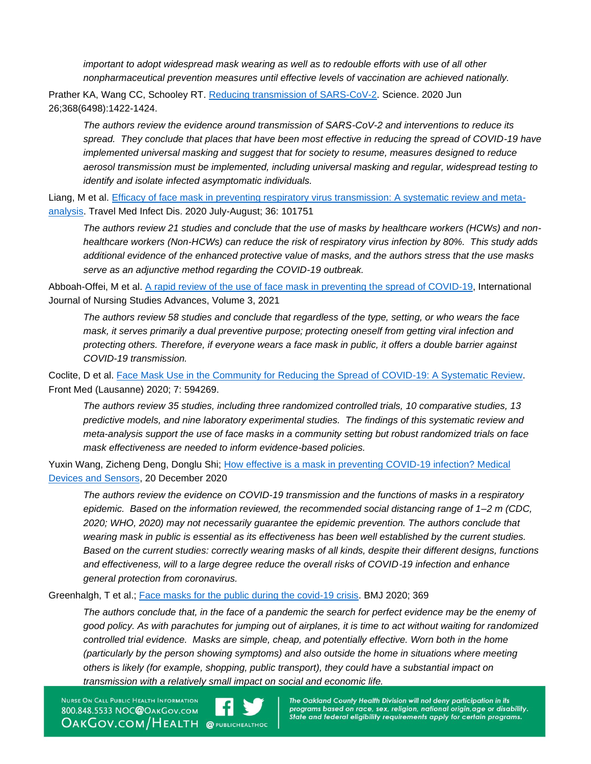*important to adopt widespread mask wearing as well as to redouble efforts with use of all other nonpharmaceutical prevention measures until effective levels of vaccination are achieved nationally.*

Prather KA, Wang CC, Schooley RT. [Reducing transmission of SARS-CoV-2](). Science. 2020 Jun 26;368(6498):1422-1424.

> *The authors review the evidence around transmission of SARS-CoV-2 and interventions to reduce its spread. They conclude that places that have been most effective in reducing the spread of COVID-19 have implemented universal masking and suggest that for society to resume, measures designed to reduce aerosol transmission must be implemented, including universal masking and regular, widespread testing to identify and isolate infected asymptomatic individuals.*

Liang, M et al. [Efficacy of face mask in preventing respiratory virus transmission: A systematic review and meta-analysis](). Travel Med Infect Dis. 2020 July-August; 36: 101751

> *The authors review 21 studies and conclude that the use of masks by healthcare workers (HCWs) and non-healthcare workers (Non-HCWs) can reduce the risk of respiratory virus infection by 80%. This study adds additional evidence of the enhanced protective value of masks, and the authors stress that the use masks serve as an adjunctive method regarding the COVID-19 outbreak.*

Abboah-Offei, M et al. [A rapid review of the use of face mask in preventing the spread of COVID-19](), International Journal of Nursing Studies Advances, Volume 3, 2021

> *The authors review 58 studies and conclude that regardless of the type, setting, or who wears the face mask, it serves primarily a dual preventive purpose; protecting oneself from getting viral infection and protecting others. Therefore, if everyone wears a face mask in public, it offers a double barrier against COVID-19 transmission.*

Coclite, D et al. [Face Mask Use in the Community for Reducing the Spread of COVID-19: A Systematic Review](). Front Med (Lausanne) 2020; 7: 594269.

> *The authors review 35 studies, including three randomized controlled trials, 10 comparative studies, 13 predictive models, and nine laboratory experimental studies. The findings of this systematic review and meta-analysis support the use of face masks in a community setting but robust randomized trials on face mask effectiveness are needed to inform evidence-based policies.*

Yuxin Wang, Zicheng Deng, Donglu Shi; [How effective is a mask in preventing COVID-19 infection? Medical Devices and Sensors](), 20 December 2020

> *The authors review the evidence on COVID-19 transmission and the functions of masks in a respiratory epidemic. Based on the information reviewed, the recommended social distancing range of 1–2 m (CDC, 2020; WHO, 2020) may not necessarily guarantee the epidemic prevention. The authors conclude that wearing mask in public is essential as its effectiveness has been well established by the current studies. Based on the current studies: correctly wearing masks of all kinds, despite their different designs, functions and effectiveness, will to a large degree reduce the overall risks of COVID-19 infection and enhance general protection from coronavirus.*

Greenhalgh, T et al.; [Face masks for the public during the covid-19 crisis](). BMJ 2020; 369

> *The authors conclude that, in the face of a pandemic the search for perfect evidence may be the enemy of good policy. As with parachutes for jumping out of airplanes, it is time to act without waiting for randomized controlled trial evidence. Masks are simple, cheap, and potentially effective. Worn both in the home (particularly by the person showing symptoms) and also outside the home in situations where meeting others is likely (for example, shopping, public transport), they could have a substantial impact on transmission with a relatively small impact on social and economic life.*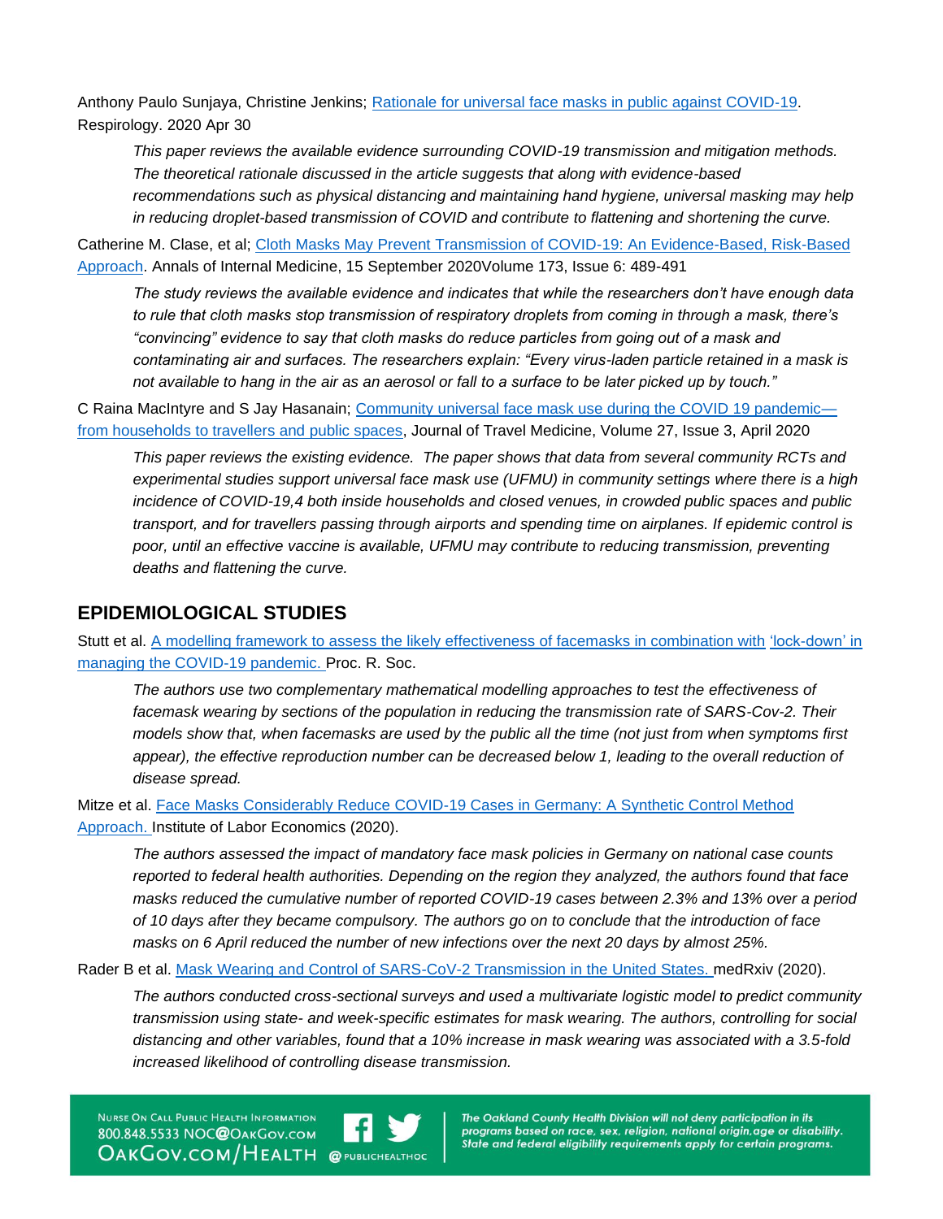Anthony Paulo Sunjaya, Christine Jenkins; Rationale for universal face masks in public against COVID-19. Respirology. 2020 Apr 30

*This paper reviews the available evidence surrounding COVID-19 transmission and mitigation methods. The theoretical rationale discussed in the article suggests that along with evidence-based recommendations such as physical distancing and maintaining hand hygiene, universal masking may help in reducing droplet-based transmission of COVID and contribute to flattening and shortening the curve.*

Catherine M. Clase, et al; Cloth Masks May Prevent Transmission of COVID-19: An Evidence-Based, Risk-Based Approach. Annals of Internal Medicine, 15 September 2020Volume 173, Issue 6: 489-491

*The study reviews the available evidence and indicates that while the researchers don't have enough data to rule that cloth masks stop transmission of respiratory droplets from coming in through a mask, there's "convincing" evidence to say that cloth masks do reduce particles from going out of a mask and contaminating air and surfaces. The researchers explain: "Every virus-laden particle retained in a mask is not available to hang in the air as an aerosol or fall to a surface to be later picked up by touch."*

C Raina MacIntyre and S Jay Hasanain; Community universal face mask use during the COVID 19 pandemic—from households to travellers and public spaces, Journal of Travel Medicine, Volume 27, Issue 3, April 2020

*This paper reviews the existing evidence. The paper shows that data from several community RCTs and experimental studies support universal face mask use (UFMU) in community settings where there is a high incidence of COVID-19,4 both inside households and closed venues, in crowded public spaces and public transport, and for travellers passing through airports and spending time on airplanes. If epidemic control is poor, until an effective vaccine is available, UFMU may contribute to reducing transmission, preventing deaths and flattening the curve.*

## EPIDEMIOLOGICAL STUDIES

Stutt et al. A modelling framework to assess the likely effectiveness of facemasks in combination with 'lock-down' in managing the COVID-19 pandemic. Proc. R. Soc.

*The authors use two complementary mathematical modelling approaches to test the effectiveness of facemask wearing by sections of the population in reducing the transmission rate of SARS-Cov-2. Their models show that, when facemasks are used by the public all the time (not just from when symptoms first appear), the effective reproduction number can be decreased below 1, leading to the overall reduction of disease spread.*

Mitze et al. Face Masks Considerably Reduce COVID-19 Cases in Germany: A Synthetic Control Method Approach. Institute of Labor Economics (2020).

*The authors assessed the impact of mandatory face mask policies in Germany on national case counts reported to federal health authorities. Depending on the region they analyzed, the authors found that face masks reduced the cumulative number of reported COVID-19 cases between 2.3% and 13% over a period of 10 days after they became compulsory. The authors go on to conclude that the introduction of face masks on 6 April reduced the number of new infections over the next 20 days by almost 25%.*

Rader B et al. Mask Wearing and Control of SARS-CoV-2 Transmission in the United States. medRxiv (2020).

*The authors conducted cross-sectional surveys and used a multivariate logistic model to predict community transmission using state- and week-specific estimates for mask wearing. The authors, controlling for social distancing and other variables, found that a 10% increase in mask wearing was associated with a 3.5-fold increased likelihood of controlling disease transmission.*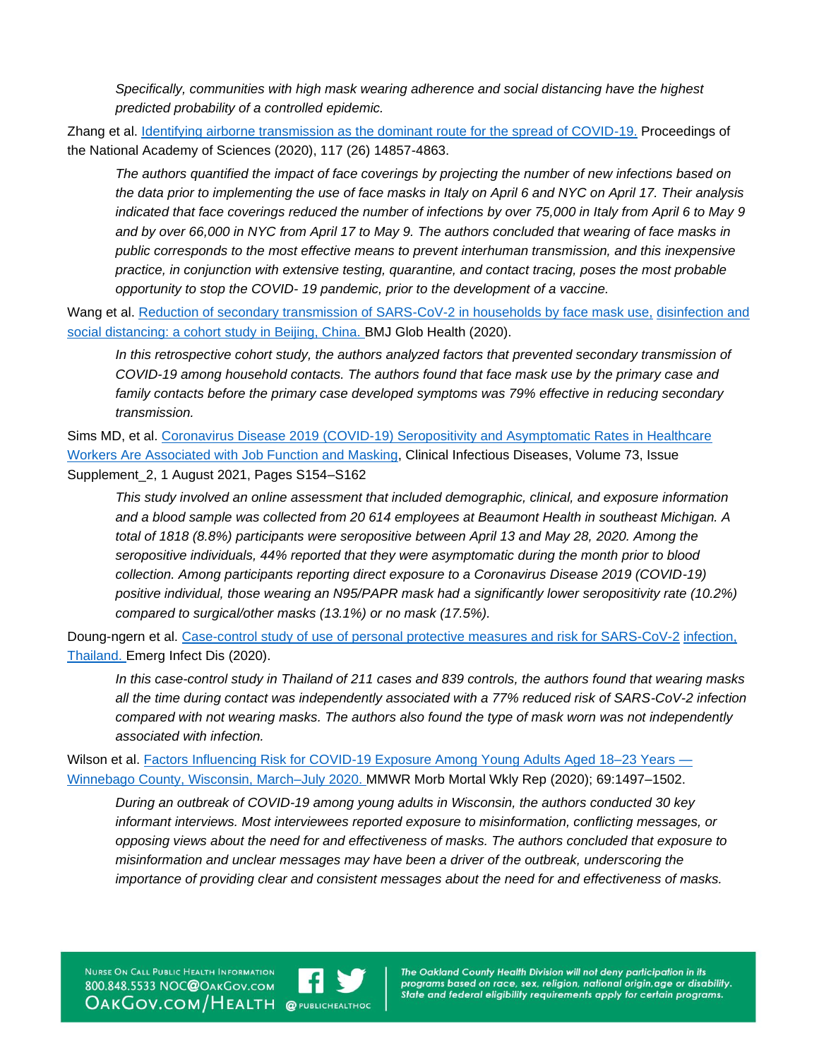*Specifically, communities with high mask wearing adherence and social distancing have the highest predicted probability of a controlled epidemic.*

Zhang et al. [Identifying airborne transmission as the dominant route for the spread of COVID-19.]() Proceedings of the National Academy of Sciences (2020), 117 (26) 14857-4863.

*The authors quantified the impact of face coverings by projecting the number of new infections based on the data prior to implementing the use of face masks in Italy on April 6 and NYC on April 17. Their analysis indicated that face coverings reduced the number of infections by over 75,000 in Italy from April 6 to May 9 and by over 66,000 in NYC from April 17 to May 9. The authors concluded that wearing of face masks in public corresponds to the most effective means to prevent interhuman transmission, and this inexpensive practice, in conjunction with extensive testing, quarantine, and contact tracing, poses the most probable opportunity to stop the COVID- 19 pandemic, prior to the development of a vaccine.*

Wang et al. [Reduction of secondary transmission of SARS-CoV-2 in households by face mask use, disinfection and social distancing: a cohort study in Beijing, China.]() BMJ Glob Health (2020).

*In this retrospective cohort study, the authors analyzed factors that prevented secondary transmission of COVID-19 among household contacts. The authors found that face mask use by the primary case and family contacts before the primary case developed symptoms was 79% effective in reducing secondary transmission.*

Sims MD, et al. [Coronavirus Disease 2019 (COVID-19) Seropositivity and Asymptomatic Rates in Healthcare Workers Are Associated with Job Function and Masking](), Clinical Infectious Diseases, Volume 73, Issue Supplement_2, 1 August 2021, Pages S154–S162

*This study involved an online assessment that included demographic, clinical, and exposure information and a blood sample was collected from 20 614 employees at Beaumont Health in southeast Michigan. A total of 1818 (8.8%) participants were seropositive between April 13 and May 28, 2020. Among the seropositive individuals, 44% reported that they were asymptomatic during the month prior to blood collection. Among participants reporting direct exposure to a Coronavirus Disease 2019 (COVID-19) positive individual, those wearing an N95/PAPR mask had a significantly lower seropositivity rate (10.2%) compared to surgical/other masks (13.1%) or no mask (17.5%).*

Doung-ngern et al. [Case-control study of use of personal protective measures and risk for SARS-CoV-2 infection, Thailand.]() Emerg Infect Dis (2020).

*In this case-control study in Thailand of 211 cases and 839 controls, the authors found that wearing masks all the time during contact was independently associated with a 77% reduced risk of SARS-CoV-2 infection compared with not wearing masks. The authors also found the type of mask worn was not independently associated with infection.*

Wilson et al. [Factors Influencing Risk for COVID-19 Exposure Among Young Adults Aged 18–23 Years — Winnebago County, Wisconsin, March–July 2020.]() MMWR Morb Mortal Wkly Rep (2020); 69:1497–1502.

*During an outbreak of COVID-19 among young adults in Wisconsin, the authors conducted 30 key informant interviews. Most interviewees reported exposure to misinformation, conflicting messages, or opposing views about the need for and effectiveness of masks. The authors concluded that exposure to misinformation and unclear messages may have been a driver of the outbreak, underscoring the importance of providing clear and consistent messages about the need for and effectiveness of masks.*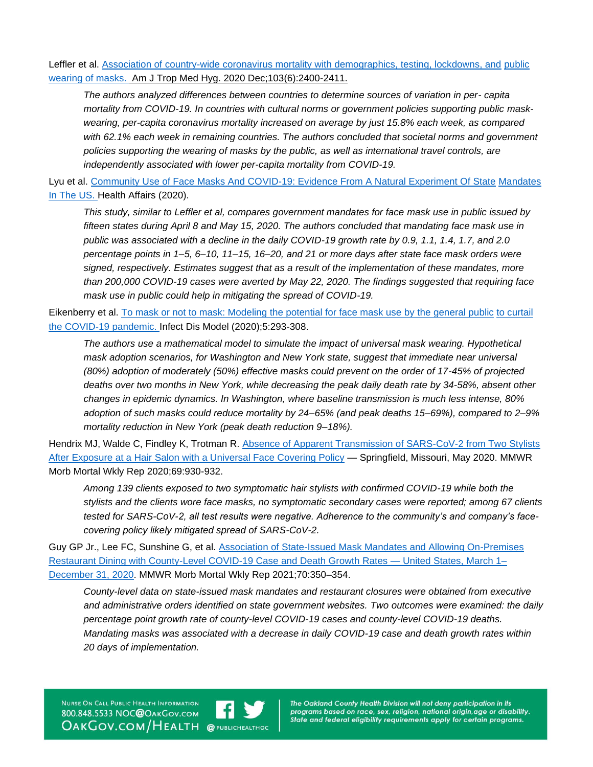Leffler et al. [Association of country-wide coronavirus mortality with demographics, testing, lockdowns, and public wearing of masks.](#) Am J Trop Med Hyg. 2020 Dec;103(6):2400-2411.

> *The authors analyzed differences between countries to determine sources of variation in per- capita mortality from COVID-19. In countries with cultural norms or government policies supporting public mask-wearing, per-capita coronavirus mortality increased on average by just 15.8% each week, as compared with 62.1% each week in remaining countries. The authors concluded that societal norms and government policies supporting the wearing of masks by the public, as well as international travel controls, are independently associated with lower per-capita mortality from COVID-19.*

Lyu et al. [Community Use of Face Masks And COVID-19: Evidence From A Natural Experiment Of State Mandates In The US.](#) Health Affairs (2020).

> *This study, similar to Leffler et al, compares government mandates for face mask use in public issued by fifteen states during April 8 and May 15, 2020. The authors concluded that mandating face mask use in public was associated with a decline in the daily COVID-19 growth rate by 0.9, 1.1, 1.4, 1.7, and 2.0 percentage points in 1–5, 6–10, 11–15, 16–20, and 21 or more days after state face mask orders were signed, respectively. Estimates suggest that as a result of the implementation of these mandates, more than 200,000 COVID-19 cases were averted by May 22, 2020. The findings suggested that requiring face mask use in public could help in mitigating the spread of COVID-19.*

Eikenberry et al. [To mask or not to mask: Modeling the potential for face mask use by the general public to curtail the COVID-19 pandemic.](#) Infect Dis Model (2020);5:293-308.

> *The authors use a mathematical model to simulate the impact of universal mask wearing. Hypothetical mask adoption scenarios, for Washington and New York state, suggest that immediate near universal (80%) adoption of moderately (50%) effective masks could prevent on the order of 17-45% of projected deaths over two months in New York, while decreasing the peak daily death rate by 34-58%, absent other changes in epidemic dynamics. In Washington, where baseline transmission is much less intense, 80% adoption of such masks could reduce mortality by 24–65% (and peak deaths 15–69%), compared to 2–9% mortality reduction in New York (peak death reduction 9–18%).*

Hendrix MJ, Walde C, Findley K, Trotman R. [Absence of Apparent Transmission of SARS-CoV-2 from Two Stylists After Exposure at a Hair Salon with a Universal Face Covering Policy](#) — Springfield, Missouri, May 2020. MMWR Morb Mortal Wkly Rep 2020;69:930-932.

> *Among 139 clients exposed to two symptomatic hair stylists with confirmed COVID-19 while both the stylists and the clients wore face masks, no symptomatic secondary cases were reported; among 67 clients tested for SARS-CoV-2, all test results were negative. Adherence to the community's and company's face-covering policy likely mitigated spread of SARS-CoV-2.*

Guy GP Jr., Lee FC, Sunshine G, et al. [Association of State-Issued Mask Mandates and Allowing On-Premises Restaurant Dining with County-Level COVID-19 Case and Death Growth Rates — United States, March 1–December 31, 2020](#). MMWR Morb Mortal Wkly Rep 2021;70:350–354.

> *County-level data on state-issued mask mandates and restaurant closures were obtained from executive and administrative orders identified on state government websites. Two outcomes were examined: the daily percentage point growth rate of county-level COVID-19 cases and county-level COVID-19 deaths. Mandating masks was associated with a decrease in daily COVID-19 case and death growth rates within 20 days of implementation.*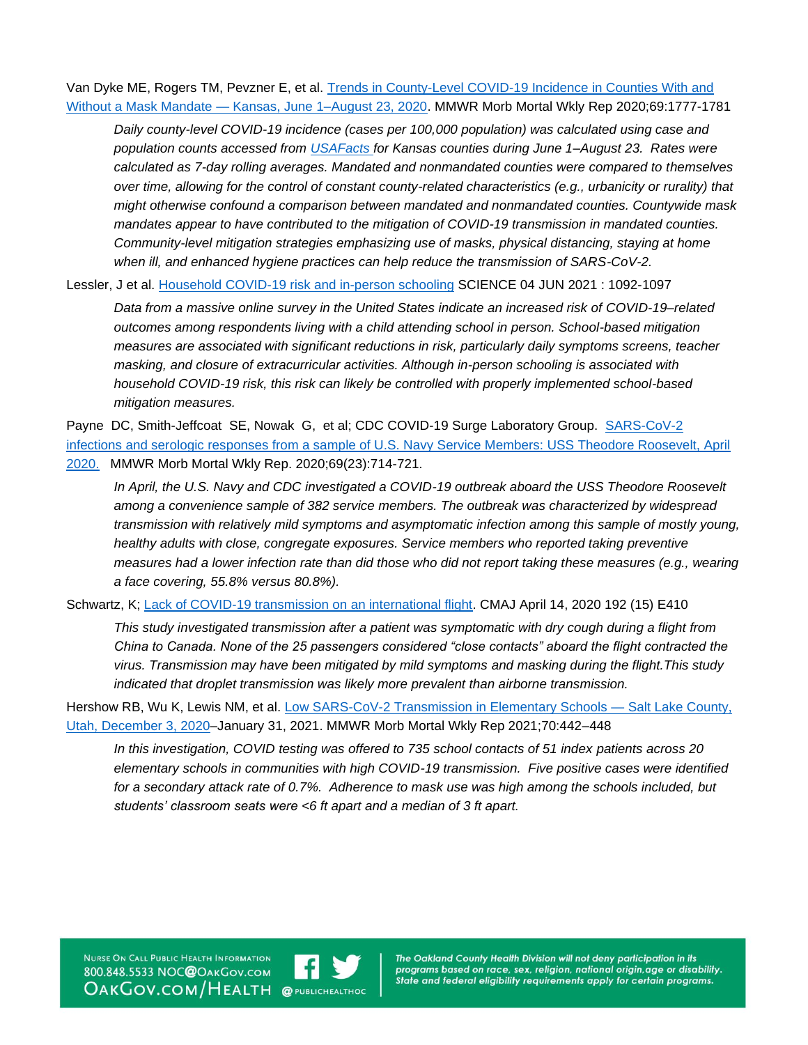Van Dyke ME, Rogers TM, Pevzner E, et al. [Trends in County-Level COVID-19 Incidence in Counties With and Without a Mask Mandate — Kansas, June 1–August 23, 2020]. MMWR Morb Mortal Wkly Rep 2020;69:1777-1781

> *Daily county-level COVID-19 incidence (cases per 100,000 population) was calculated using case and population counts accessed from [USAFacts] for Kansas counties during June 1–August 23. Rates were calculated as 7-day rolling averages. Mandated and nonmandated counties were compared to themselves over time, allowing for the control of constant county-related characteristics (e.g., urbanicity or rurality) that might otherwise confound a comparison between mandated and nonmandated counties. Countywide mask mandates appear to have contributed to the mitigation of COVID-19 transmission in mandated counties. Community-level mitigation strategies emphasizing use of masks, physical distancing, staying at home when ill, and enhanced hygiene practices can help reduce the transmission of SARS-CoV-2.*

Lessler, J et al. [Household COVID-19 risk and in-person schooling] SCIENCE 04 JUN 2021 : 1092-1097

> *Data from a massive online survey in the United States indicate an increased risk of COVID-19–related outcomes among respondents living with a child attending school in person. School-based mitigation measures are associated with significant reductions in risk, particularly daily symptoms screens, teacher masking, and closure of extracurricular activities. Although in-person schooling is associated with household COVID-19 risk, this risk can likely be controlled with properly implemented school-based mitigation measures.*

Payne DC, Smith-Jeffcoat SE, Nowak G, et al; CDC COVID-19 Surge Laboratory Group. [SARS-CoV-2 infections and serologic responses from a sample of U.S. Navy Service Members: USS Theodore Roosevelt, April 2020.] MMWR Morb Mortal Wkly Rep. 2020;69(23):714-721.

> *In April, the U.S. Navy and CDC investigated a COVID-19 outbreak aboard the USS Theodore Roosevelt among a convenience sample of 382 service members. The outbreak was characterized by widespread transmission with relatively mild symptoms and asymptomatic infection among this sample of mostly young, healthy adults with close, congregate exposures. Service members who reported taking preventive measures had a lower infection rate than did those who did not report taking these measures (e.g., wearing a face covering, 55.8% versus 80.8%).*

Schwartz, K; [Lack of COVID-19 transmission on an international flight]. CMAJ April 14, 2020 192 (15) E410

> *This study investigated transmission after a patient was symptomatic with dry cough during a flight from China to Canada. None of the 25 passengers considered "close contacts" aboard the flight contracted the virus. Transmission may have been mitigated by mild symptoms and masking during the flight.This study indicated that droplet transmission was likely more prevalent than airborne transmission.*

Hershow RB, Wu K, Lewis NM, et al. [Low SARS-CoV-2 Transmission in Elementary Schools — Salt Lake County, Utah, December 3, 2020]–January 31, 2021. MMWR Morb Mortal Wkly Rep 2021;70:442–448

> *In this investigation, COVID testing was offered to 735 school contacts of 51 index patients across 20 elementary schools in communities with high COVID-19 transmission. Five positive cases were identified for a secondary attack rate of 0.7%. Adherence to mask use was high among the schools included, but students' classroom seats were <6 ft apart and a median of 3 ft apart.*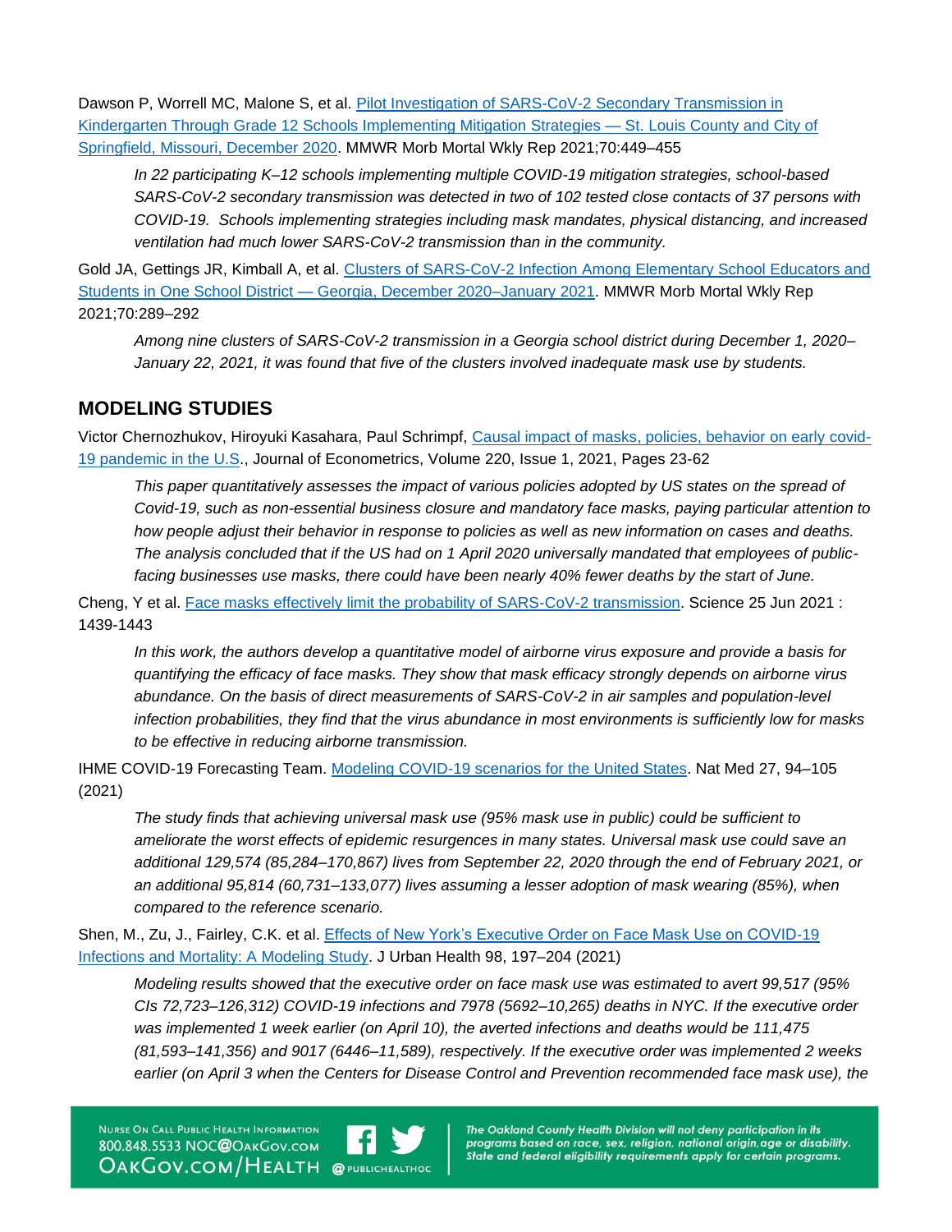Dawson P, Worrell MC, Malone S, et al. [Pilot Investigation of SARS-CoV-2 Secondary Transmission in Kindergarten Through Grade 12 Schools Implementing Mitigation Strategies — St. Louis County and City of Springfield, Missouri, December 2020](). MMWR Morb Mortal Wkly Rep 2021;70:449–455

> *In 22 participating K–12 schools implementing multiple COVID-19 mitigation strategies, school-based SARS-CoV-2 secondary transmission was detected in two of 102 tested close contacts of 37 persons with COVID-19. Schools implementing strategies including mask mandates, physical distancing, and increased ventilation had much lower SARS-CoV-2 transmission than in the community.*

Gold JA, Gettings JR, Kimball A, et al. [Clusters of SARS-CoV-2 Infection Among Elementary School Educators and Students in One School District — Georgia, December 2020–January 2021](). MMWR Morb Mortal Wkly Rep 2021;70:289–292

> *Among nine clusters of SARS-CoV-2 transmission in a Georgia school district during December 1, 2020–January 22, 2021, it was found that five of the clusters involved inadequate mask use by students.*

## MODELING STUDIES

Victor Chernozhukov, Hiroyuki Kasahara, Paul Schrimpf, [Causal impact of masks, policies, behavior on early covid-19 pandemic in the U.S.](), Journal of Econometrics, Volume 220, Issue 1, 2021, Pages 23-62

> *This paper quantitatively assesses the impact of various policies adopted by US states on the spread of Covid-19, such as non-essential business closure and mandatory face masks, paying particular attention to how people adjust their behavior in response to policies as well as new information on cases and deaths. The analysis concluded that if the US had on 1 April 2020 universally mandated that employees of public-facing businesses use masks, there could have been nearly 40% fewer deaths by the start of June.*

Cheng, Y et al. [Face masks effectively limit the probability of SARS-CoV-2 transmission](). Science 25 Jun 2021 : 1439-1443

> *In this work, the authors develop a quantitative model of airborne virus exposure and provide a basis for quantifying the efficacy of face masks. They show that mask efficacy strongly depends on airborne virus abundance. On the basis of direct measurements of SARS-CoV-2 in air samples and population-level infection probabilities, they find that the virus abundance in most environments is sufficiently low for masks to be effective in reducing airborne transmission.*

IHME COVID-19 Forecasting Team. [Modeling COVID-19 scenarios for the United States](). Nat Med 27, 94–105 (2021)

> *The study finds that achieving universal mask use (95% mask use in public) could be sufficient to ameliorate the worst effects of epidemic resurgences in many states. Universal mask use could save an additional 129,574 (85,284–170,867) lives from September 22, 2020 through the end of February 2021, or an additional 95,814 (60,731–133,077) lives assuming a lesser adoption of mask wearing (85%), when compared to the reference scenario.*

Shen, M., Zu, J., Fairley, C.K. et al. [Effects of New York's Executive Order on Face Mask Use on COVID-19 Infections and Mortality: A Modeling Study](). J Urban Health 98, 197–204 (2021)

> *Modeling results showed that the executive order on face mask use was estimated to avert 99,517 (95% CIs 72,723–126,312) COVID-19 infections and 7978 (5692–10,265) deaths in NYC. If the executive order was implemented 1 week earlier (on April 10), the averted infections and deaths would be 111,475 (81,593–141,356) and 9017 (6446–11,589), respectively. If the executive order was implemented 2 weeks earlier (on April 3 when the Centers for Disease Control and Prevention recommended face mask use), the*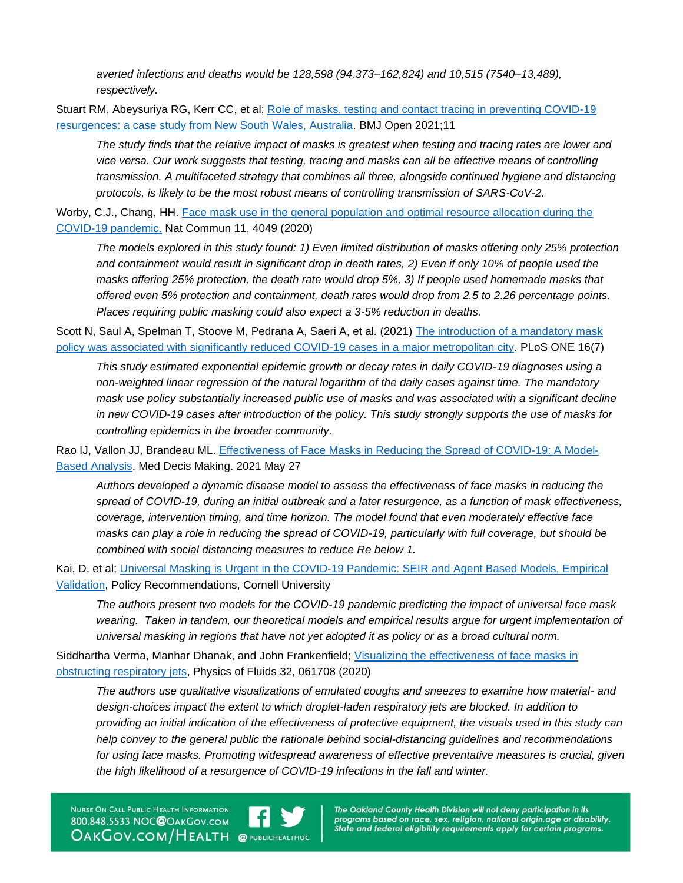*averted infections and deaths would be 128,598 (94,373–162,824) and 10,515 (7540–13,489), respectively.*

Stuart RM, Abeysuriya RG, Kerr CC, et al; [Role of masks, testing and contact tracing in preventing COVID-19 resurgences: a case study from New South Wales, Australia](). BMJ Open 2021;11

> *The study finds that the relative impact of masks is greatest when testing and tracing rates are lower and vice versa. Our work suggests that testing, tracing and masks can all be effective means of controlling transmission. A multifaceted strategy that combines all three, alongside continued hygiene and distancing protocols, is likely to be the most robust means of controlling transmission of SARS-CoV-2.*

Worby, C.J., Chang, HH. [Face mask use in the general population and optimal resource allocation during the COVID-19 pandemic.]() Nat Commun 11, 4049 (2020)

> *The models explored in this study found: 1) Even limited distribution of masks offering only 25% protection and containment would result in significant drop in death rates, 2) Even if only 10% of people used the masks offering 25% protection, the death rate would drop 5%, 3) If people used homemade masks that offered even 5% protection and containment, death rates would drop from 2.5 to 2.26 percentage points. Places requiring public masking could also expect a 3-5% reduction in deaths.*

Scott N, Saul A, Spelman T, Stoove M, Pedrana A, Saeri A, et al. (2021) [The introduction of a mandatory mask policy was associated with significantly reduced COVID-19 cases in a major metropolitan city](). PLoS ONE 16(7)

> *This study estimated exponential epidemic growth or decay rates in daily COVID-19 diagnoses using a non-weighted linear regression of the natural logarithm of the daily cases against time. The mandatory mask use policy substantially increased public use of masks and was associated with a significant decline in new COVID-19 cases after introduction of the policy. This study strongly supports the use of masks for controlling epidemics in the broader community.*

Rao IJ, Vallon JJ, Brandeau ML. [Effectiveness of Face Masks in Reducing the Spread of COVID-19: A Model-Based Analysis](). Med Decis Making. 2021 May 27

> *Authors developed a dynamic disease model to assess the effectiveness of face masks in reducing the spread of COVID-19, during an initial outbreak and a later resurgence, as a function of mask effectiveness, coverage, intervention timing, and time horizon. The model found that even moderately effective face masks can play a role in reducing the spread of COVID-19, particularly with full coverage, but should be combined with social distancing measures to reduce Re below 1.*

Kai, D, et al; [Universal Masking is Urgent in the COVID-19 Pandemic: SEIR and Agent Based Models, Empirical Validation](), Policy Recommendations, Cornell University

> *The authors present two models for the COVID-19 pandemic predicting the impact of universal face mask wearing. Taken in tandem, our theoretical models and empirical results argue for urgent implementation of universal masking in regions that have not yet adopted it as policy or as a broad cultural norm.*

Siddhartha Verma, Manhar Dhanak, and John Frankenfield; [Visualizing the effectiveness of face masks in obstructing respiratory jets](), Physics of Fluids 32, 061708 (2020)

> *The authors use qualitative visualizations of emulated coughs and sneezes to examine how material- and design-choices impact the extent to which droplet-laden respiratory jets are blocked. In addition to providing an initial indication of the effectiveness of protective equipment, the visuals used in this study can help convey to the general public the rationale behind social-distancing guidelines and recommendations for using face masks. Promoting widespread awareness of effective preventative measures is crucial, given the high likelihood of a resurgence of COVID-19 infections in the fall and winter.*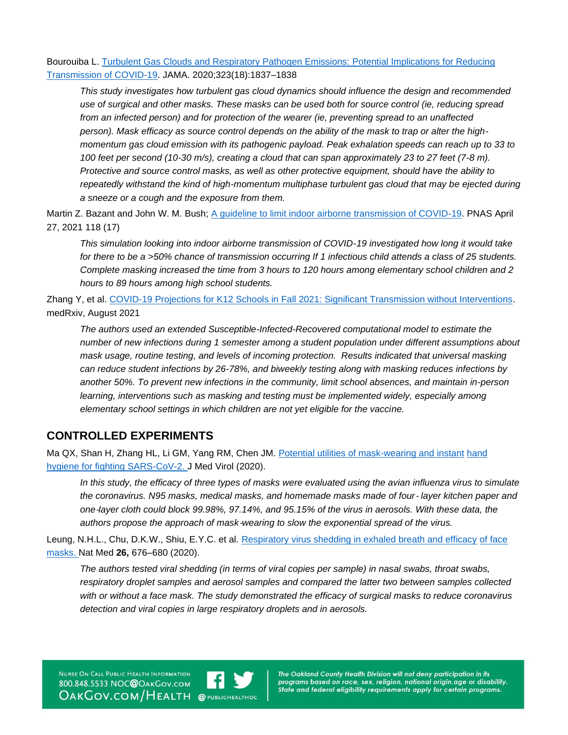Bourouiba L. [Turbulent Gas Clouds and Respiratory Pathogen Emissions: Potential Implications for Reducing Transmission of COVID-19](). JAMA. 2020;323(18):1837–1838

> *This study investigates how turbulent gas cloud dynamics should influence the design and recommended use of surgical and other masks. These masks can be used both for source control (ie, reducing spread from an infected person) and for protection of the wearer (ie, preventing spread to an unaffected person). Mask efficacy as source control depends on the ability of the mask to trap or alter the high-momentum gas cloud emission with its pathogenic payload. Peak exhalation speeds can reach up to 33 to 100 feet per second (10-30 m/s), creating a cloud that can span approximately 23 to 27 feet (7-8 m). Protective and source control masks, as well as other protective equipment, should have the ability to repeatedly withstand the kind of high-momentum multiphase turbulent gas cloud that may be ejected during a sneeze or a cough and the exposure from them.*

Martin Z. Bazant and John W. M. Bush; [A guideline to limit indoor airborne transmission of COVID-19](). PNAS April 27, 2021 118 (17)

> *This simulation looking into indoor airborne transmission of COVID-19 investigated how long it would take for there to be a >50% chance of transmission occurring If 1 infectious child attends a class of 25 students. Complete masking increased the time from 3 hours to 120 hours among elementary school children and 2 hours to 89 hours among high school students.*

Zhang Y, et al. [COVID-19 Projections for K12 Schools in Fall 2021: Significant Transmission without Interventions](). medRxiv, August 2021

> *The authors used an extended Susceptible-Infected-Recovered computational model to estimate the number of new infections during 1 semester among a student population under different assumptions about mask usage, routine testing, and levels of incoming protection. Results indicated that universal masking can reduce student infections by 26-78%, and biweekly testing along with masking reduces infections by another 50%. To prevent new infections in the community, limit school absences, and maintain in-person learning, interventions such as masking and testing must be implemented widely, especially among elementary school settings in which children are not yet eligible for the vaccine.*

## CONTROLLED EXPERIMENTS

Ma QX, Shan H, Zhang HL, Li GM, Yang RM, Chen JM. [Potential utilities of mask-wearing and instant hand hygiene for fighting SARS-CoV-2.]() J Med Virol (2020).

> *In this study, the efficacy of three types of masks were evaluated using the avian influenza virus to simulate the coronavirus. N95 masks, medical masks, and homemade masks made of four-layer kitchen paper and one-layer cloth could block 99.98%, 97.14%, and 95.15% of the virus in aerosols. With these data, the authors propose the approach of mask-wearing to slow the exponential spread of the virus.*

Leung, N.H.L., Chu, D.K.W., Shiu, E.Y.C. et al. [Respiratory virus shedding in exhaled breath and efficacy of face masks.]() Nat Med **26,** 676–680 (2020).

> *The authors tested viral shedding (in terms of viral copies per sample) in nasal swabs, throat swabs, respiratory droplet samples and aerosol samples and compared the latter two between samples collected with or without a face mask. The study demonstrated the efficacy of surgical masks to reduce coronavirus detection and viral copies in large respiratory droplets and in aerosols.*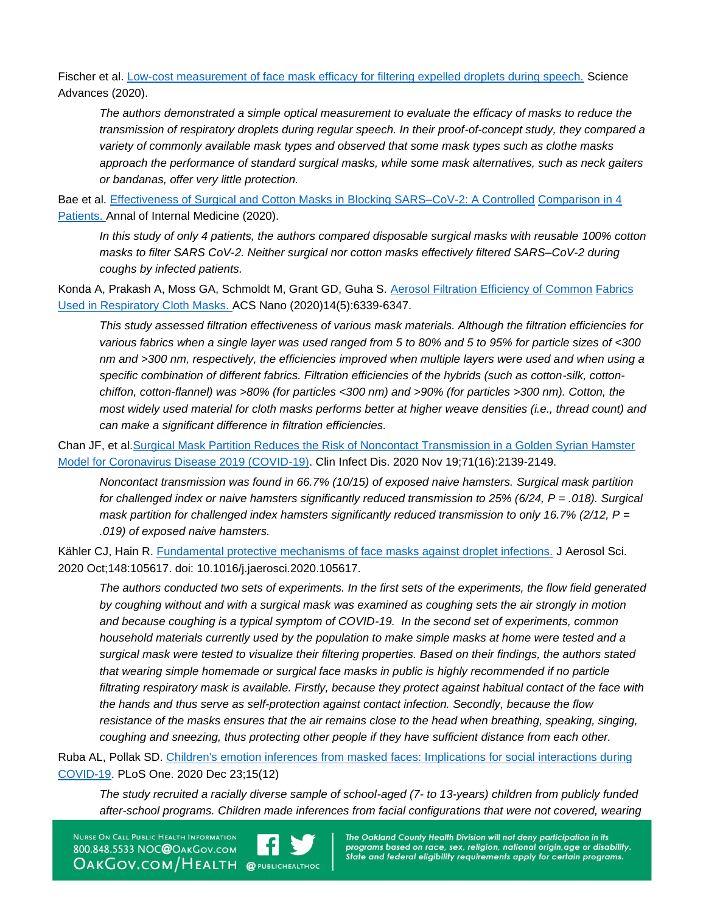Fischer et al. [Low-cost measurement of face mask efficacy for filtering expelled droplets during speech.]() Science Advances (2020).

> *The authors demonstrated a simple optical measurement to evaluate the efficacy of masks to reduce the transmission of respiratory droplets during regular speech. In their proof-of-concept study, they compared a variety of commonly available mask types and observed that some mask types such as clothe masks approach the performance of standard surgical masks, while some mask alternatives, such as neck gaiters or bandanas, offer very little protection.*

Bae et al. [Effectiveness of Surgical and Cotton Masks in Blocking SARS–CoV-2: A Controlled Comparison in 4 Patients.]() Annal of Internal Medicine (2020).

> *In this study of only 4 patients, the authors compared disposable surgical masks with reusable 100% cotton masks to filter SARS CoV-2. Neither surgical nor cotton masks effectively filtered SARS–CoV-2 during coughs by infected patients.*

Konda A, Prakash A, Moss GA, Schmoldt M, Grant GD, Guha S. [Aerosol Filtration Efficiency of Common Fabrics Used in Respiratory Cloth Masks.]() ACS Nano (2020)14(5):6339-6347.

> *This study assessed filtration effectiveness of various mask materials. Although the filtration efficiencies for various fabrics when a single layer was used ranged from 5 to 80% and 5 to 95% for particle sizes of <300 nm and >300 nm, respectively, the efficiencies improved when multiple layers were used and when using a specific combination of different fabrics. Filtration efficiencies of the hybrids (such as cotton-silk, cotton-chiffon, cotton-flannel) was >80% (for particles <300 nm) and >90% (for particles >300 nm). Cotton, the most widely used material for cloth masks performs better at higher weave densities (i.e., thread count) and can make a significant difference in filtration efficiencies.*

Chan JF, et al.[Surgical Mask Partition Reduces the Risk of Noncontact Transmission in a Golden Syrian Hamster Model for Coronavirus Disease 2019 (COVID-19)](). Clin Infect Dis. 2020 Nov 19;71(16):2139-2149.

> *Noncontact transmission was found in 66.7% (10/15) of exposed naive hamsters. Surgical mask partition for challenged index or naive hamsters significantly reduced transmission to 25% (6/24, P = .018). Surgical mask partition for challenged index hamsters significantly reduced transmission to only 16.7% (2/12, P = .019) of exposed naive hamsters.*

Kähler CJ, Hain R. [Fundamental protective mechanisms of face masks against droplet infections.]() J Aerosol Sci. 2020 Oct;148:105617. doi: 10.1016/j.jaerosci.2020.105617.

> *The authors conducted two sets of experiments. In the first sets of the experiments, the flow field generated by coughing without and with a surgical mask was examined as coughing sets the air strongly in motion and because coughing is a typical symptom of COVID-19. In the second set of experiments, common household materials currently used by the population to make simple masks at home were tested and a surgical mask were tested to visualize their filtering properties. Based on their findings, the authors stated that wearing simple homemade or surgical face masks in public is highly recommended if no particle filtrating respiratory mask is available. Firstly, because they protect against habitual contact of the face with the hands and thus serve as self-protection against contact infection. Secondly, because the flow resistance of the masks ensures that the air remains close to the head when breathing, speaking, singing, coughing and sneezing, thus protecting other people if they have sufficient distance from each other.*

Ruba AL, Pollak SD. [Children's emotion inferences from masked faces: Implications for social interactions during COVID-19](). PLoS One. 2020 Dec 23;15(12)

> *The study recruited a racially diverse sample of school-aged (7- to 13-years) children from publicly funded after-school programs. Children made inferences from facial configurations that were not covered, wearing*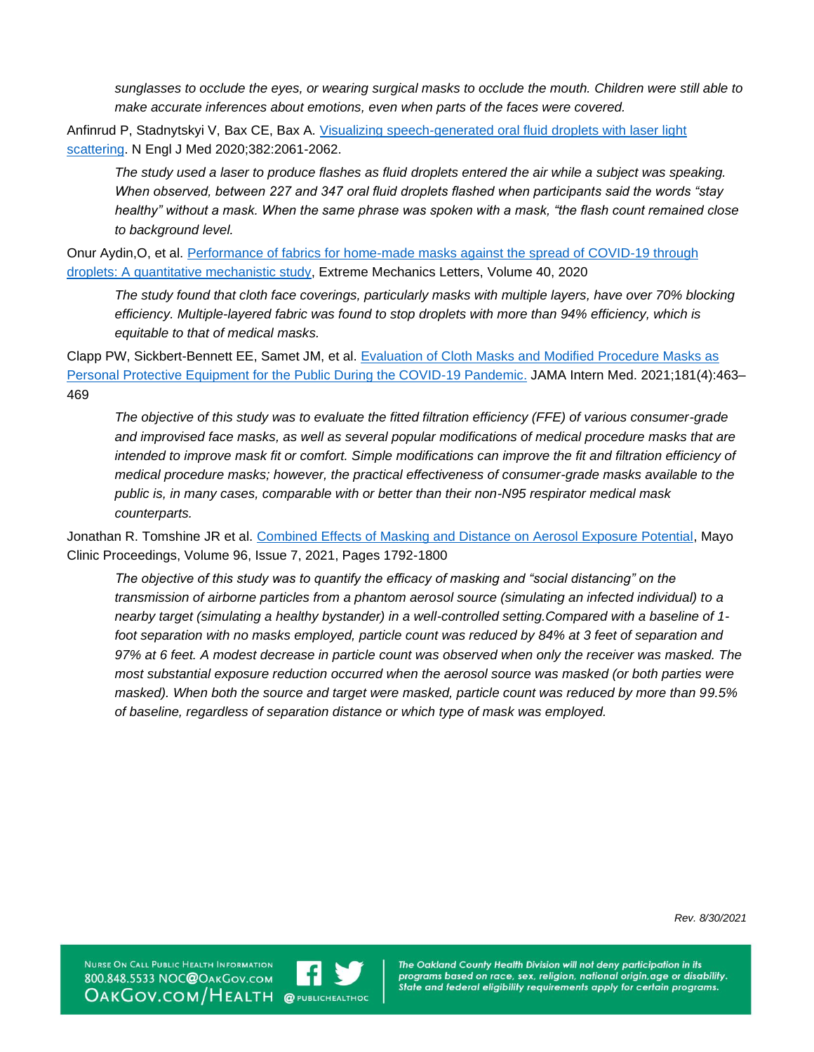*sunglasses to occlude the eyes, or wearing surgical masks to occlude the mouth. Children were still able to make accurate inferences about emotions, even when parts of the faces were covered.*

Anfinrud P, Stadnytskyi V, Bax CE, Bax A. [Visualizing speech-generated oral fluid droplets with laser light scattering](). N Engl J Med 2020;382:2061-2062.

> *The study used a laser to produce flashes as fluid droplets entered the air while a subject was speaking. When observed, between 227 and 347 oral fluid droplets flashed when participants said the words "stay healthy" without a mask. When the same phrase was spoken with a mask, "the flash count remained close to background level.*

Onur Aydin,O, et al. [Performance of fabrics for home-made masks against the spread of COVID-19 through droplets: A quantitative mechanistic study](), Extreme Mechanics Letters, Volume 40, 2020

> *The study found that cloth face coverings, particularly masks with multiple layers, have over 70% blocking efficiency. Multiple-layered fabric was found to stop droplets with more than 94% efficiency, which is equitable to that of medical masks.*

Clapp PW, Sickbert-Bennett EE, Samet JM, et al. [Evaluation of Cloth Masks and Modified Procedure Masks as Personal Protective Equipment for the Public During the COVID-19 Pandemic.]() JAMA Intern Med. 2021;181(4):463–469

> *The objective of this study was to evaluate the fitted filtration efficiency (FFE) of various consumer-grade and improvised face masks, as well as several popular modifications of medical procedure masks that are intended to improve mask fit or comfort. Simple modifications can improve the fit and filtration efficiency of medical procedure masks; however, the practical effectiveness of consumer-grade masks available to the public is, in many cases, comparable with or better than their non-N95 respirator medical mask counterparts.*

Jonathan R. Tomshine JR et al. [Combined Effects of Masking and Distance on Aerosol Exposure Potential](), Mayo Clinic Proceedings, Volume 96, Issue 7, 2021, Pages 1792-1800

> *The objective of this study was to quantify the efficacy of masking and "social distancing" on the transmission of airborne particles from a phantom aerosol source (simulating an infected individual) to a nearby target (simulating a healthy bystander) in a well-controlled setting.Compared with a baseline of 1-foot separation with no masks employed, particle count was reduced by 84% at 3 feet of separation and 97% at 6 feet. A modest decrease in particle count was observed when only the receiver was masked. The most substantial exposure reduction occurred when the aerosol source was masked (or both parties were masked). When both the source and target were masked, particle count was reduced by more than 99.5% of baseline, regardless of separation distance or which type of mask was employed.*

*Rev. 8/30/2021*

NURSE ON CALL PUBLIC HEALTH INFORMATION
800.848.5533 NOC@OAKGOV.COM
OAKGOV.COM/HEALTH @PUBLICHEALTHOC

*The Oakland County Health Division will not deny participation in its programs based on race, sex, religion, national origin,age or disability. State and federal eligibility requirements apply for certain programs.*